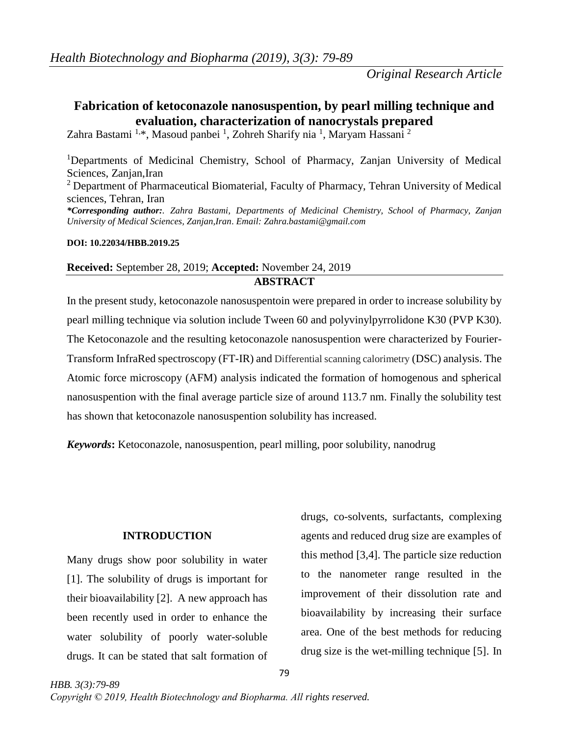*Original Research Article*

# Fabrication of ketoconazole nanosuspention, by pearl milling technique and evaluation, characterization of nanocrystals prepared

Zahra Bastami [1,*], Masoud panbei [1], Zohreh Sharify nia [1], Maryam Hassani [2]

[1]Departments of Medicinal Chemistry, School of Pharmacy, Zanjan University of Medical Sciences, Zanjan,Iran

[2] Department of Pharmaceutical Biomaterial, Faculty of Pharmacy, Tehran University of Medical sciences, Tehran, Iran

***Corresponding author:**. *Zahra Bastami, Departments of Medicinal Chemistry, School of Pharmacy, Zanjan University of Medical Sciences, Zanjan,Iran. Email: Zahra.bastami@gmail.com*

**DOI: 10.22034/HBB.2019.25**

**Received:** September 28, 2019; **Accepted:** November 24, 2019

## ABSTRACT

In the present study, ketoconazole nanosuspentoin were prepared in order to increase solubility by pearl milling technique via solution include Tween 60 and polyvinylpyrrolidone K30 (PVP K30). The Ketoconazole and the resulting ketoconazole nanosuspention were characterized by Fourier-Transform InfraRed spectroscopy (FT-IR) and Differential scanning calorimetry (DSC) analysis. The Atomic force microscopy (AFM) analysis indicated the formation of homogenous and spherical nanosuspention with the final average particle size of around 113.7 nm. Finally the solubility test has shown that ketoconazole nanosuspention solubility has increased.

***Keywords*:** Ketoconazole, nanosuspention, pearl milling, poor solubility, nanodrug

## INTRODUCTION

Many drugs show poor solubility in water [1]. The solubility of drugs is important for their bioavailability [2]. A new approach has been recently used in order to enhance the water solubility of poorly water-soluble drugs. It can be stated that salt formation of drugs, co-solvents, surfactants, complexing agents and reduced drug size are examples of this method [3,4]. The particle size reduction to the nanometer range resulted in the improvement of their dissolution rate and bioavailability by increasing their surface area. One of the best methods for reducing drug size is the wet-milling technique [5]. In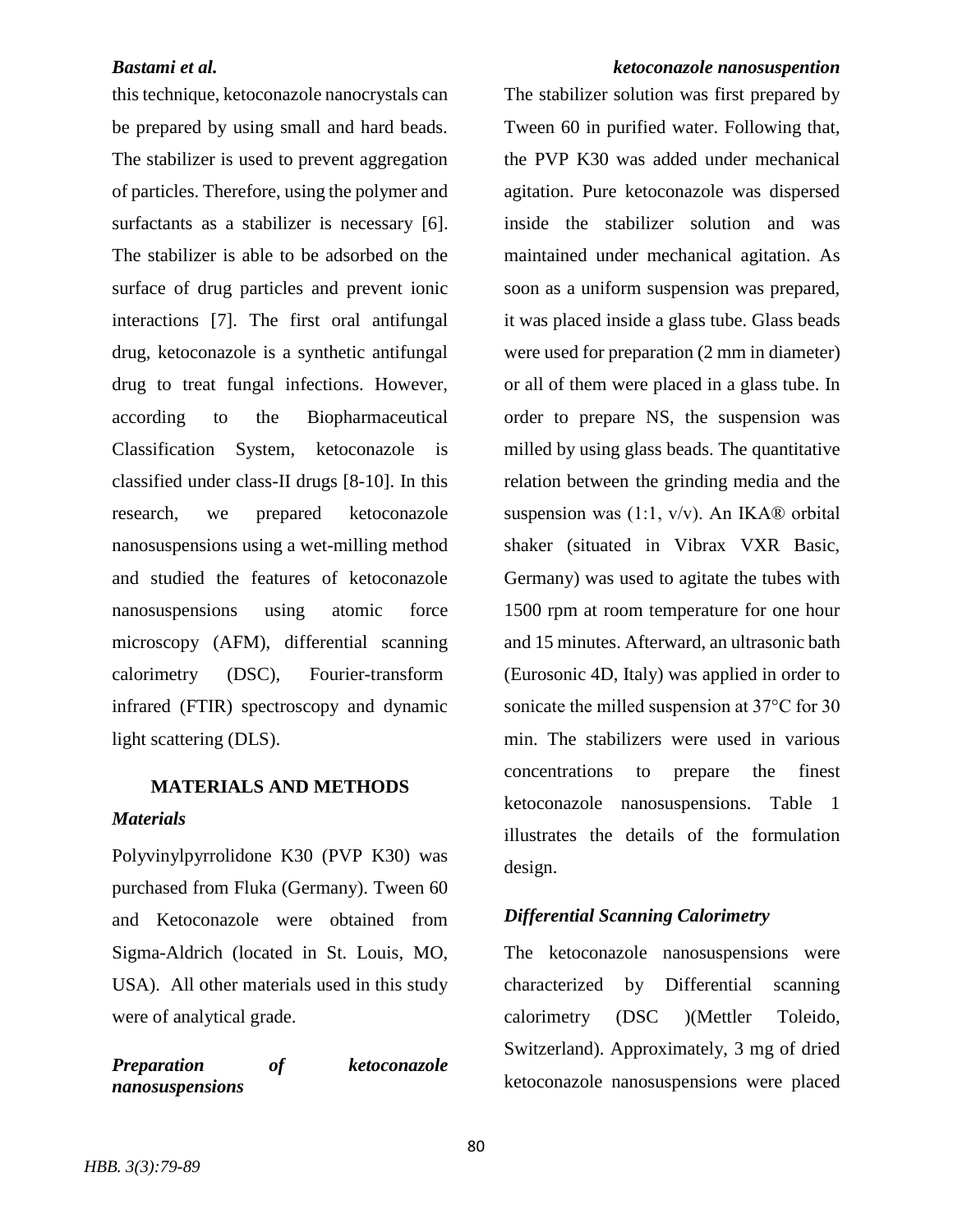this technique, ketoconazole nanocrystals can be prepared by using small and hard beads. The stabilizer is used to prevent aggregation of particles. Therefore, using the polymer and surfactants as a stabilizer is necessary [6]. The stabilizer is able to be adsorbed on the surface of drug particles and prevent ionic interactions [7]. The first oral antifungal drug, ketoconazole is a synthetic antifungal drug to treat fungal infections. However, according to the Biopharmaceutical Classification System, ketoconazole is classified under class-II drugs [8-10]. In this research, we prepared ketoconazole nanosuspensions using a wet-milling method and studied the features of ketoconazole nanosuspensions using atomic force microscopy (AFM), differential scanning calorimetry (DSC), Fourier-transform infrared (FTIR) spectroscopy and dynamic light scattering (DLS).

## MATERIALS AND METHODS

### *Materials*

Polyvinylpyrrolidone K30 (PVP K30) was purchased from Fluka (Germany). Tween 60 and Ketoconazole were obtained from Sigma-Aldrich (located in St. Louis, MO, USA). All other materials used in this study were of analytical grade.

### *Preparation of ketoconazole nanosuspensions*

The stabilizer solution was first prepared by Tween 60 in purified water. Following that, the PVP K30 was added under mechanical agitation. Pure ketoconazole was dispersed inside the stabilizer solution and was maintained under mechanical agitation. As soon as a uniform suspension was prepared, it was placed inside a glass tube. Glass beads were used for preparation (2 mm in diameter) or all of them were placed in a glass tube. In order to prepare NS, the suspension was milled by using glass beads. The quantitative relation between the grinding media and the suspension was (1:1, v/v). An IKA® orbital shaker (situated in Vibrax VXR Basic, Germany) was used to agitate the tubes with 1500 rpm at room temperature for one hour and 15 minutes. Afterward, an ultrasonic bath (Eurosonic 4D, Italy) was applied in order to sonicate the milled suspension at 37°C for 30 min. The stabilizers were used in various concentrations to prepare the finest ketoconazole nanosuspensions. Table 1 illustrates the details of the formulation design.

### *Differential Scanning Calorimetry*

The ketoconazole nanosuspensions were characterized by Differential scanning calorimetry (DSC )(Mettler Toleido, Switzerland). Approximately, 3 mg of dried ketoconazole nanosuspensions were placed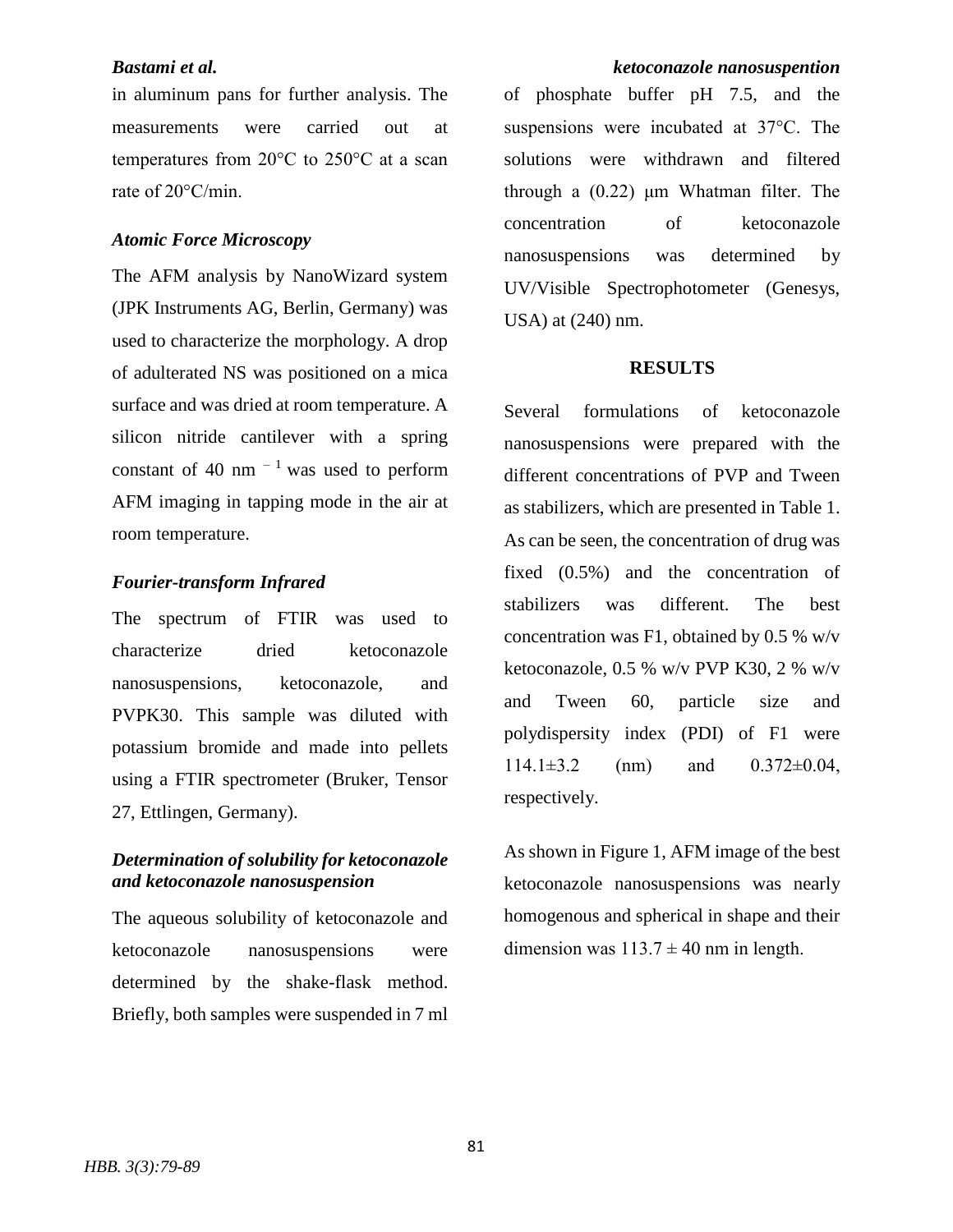in aluminum pans for further analysis. The measurements were carried out at temperatures from 20°C to 250°C at a scan rate of 20°C/min.

### *Atomic Force Microscopy*

The AFM analysis by NanoWizard system (JPK Instruments AG, Berlin, Germany) was used to characterize the morphology. A drop of adulterated NS was positioned on a mica surface and was dried at room temperature. A silicon nitride cantilever with a spring constant of 40 $nm^{-1}$ was used to perform AFM imaging in tapping mode in the air at room temperature.

### *Fourier-transform Infrared*

The spectrum of FTIR was used to characterize dried ketoconazole nanosuspensions, ketoconazole, and PVPK30. This sample was diluted with potassium bromide and made into pellets using a FTIR spectrometer (Bruker, Tensor 27, Ettlingen, Germany).

### *Determination of solubility for ketoconazole and ketoconazole nanosuspension*

The aqueous solubility of ketoconazole and ketoconazole nanosuspensions were determined by the shake-flask method. Briefly, both samples were suspended in 7 ml of phosphate buffer pH 7.5, and the suspensions were incubated at 37°C. The solutions were withdrawn and filtered through a (0.22) μm Whatman filter. The concentration of ketoconazole nanosuspensions was determined by UV/Visible Spectrophotometer (Genesys, USA) at (240) nm.

## RESULTS

Several formulations of ketoconazole nanosuspensions were prepared with the different concentrations of PVP and Tween as stabilizers, which are presented in Table 1. As can be seen, the concentration of drug was fixed (0.5%) and the concentration of stabilizers was different. The best concentration was F1, obtained by 0.5 % w/v ketoconazole, 0.5 % w/v PVP K30, 2 % w/v and Tween 60, particle size and polydispersity index (PDI) of F1 were 114.1±3.2 (nm) and 0.372±0.04, respectively.

As shown in Figure 1, AFM image of the best ketoconazole nanosuspensions was nearly homogenous and spherical in shape and their dimension was 113.7 ± 40 nm in length.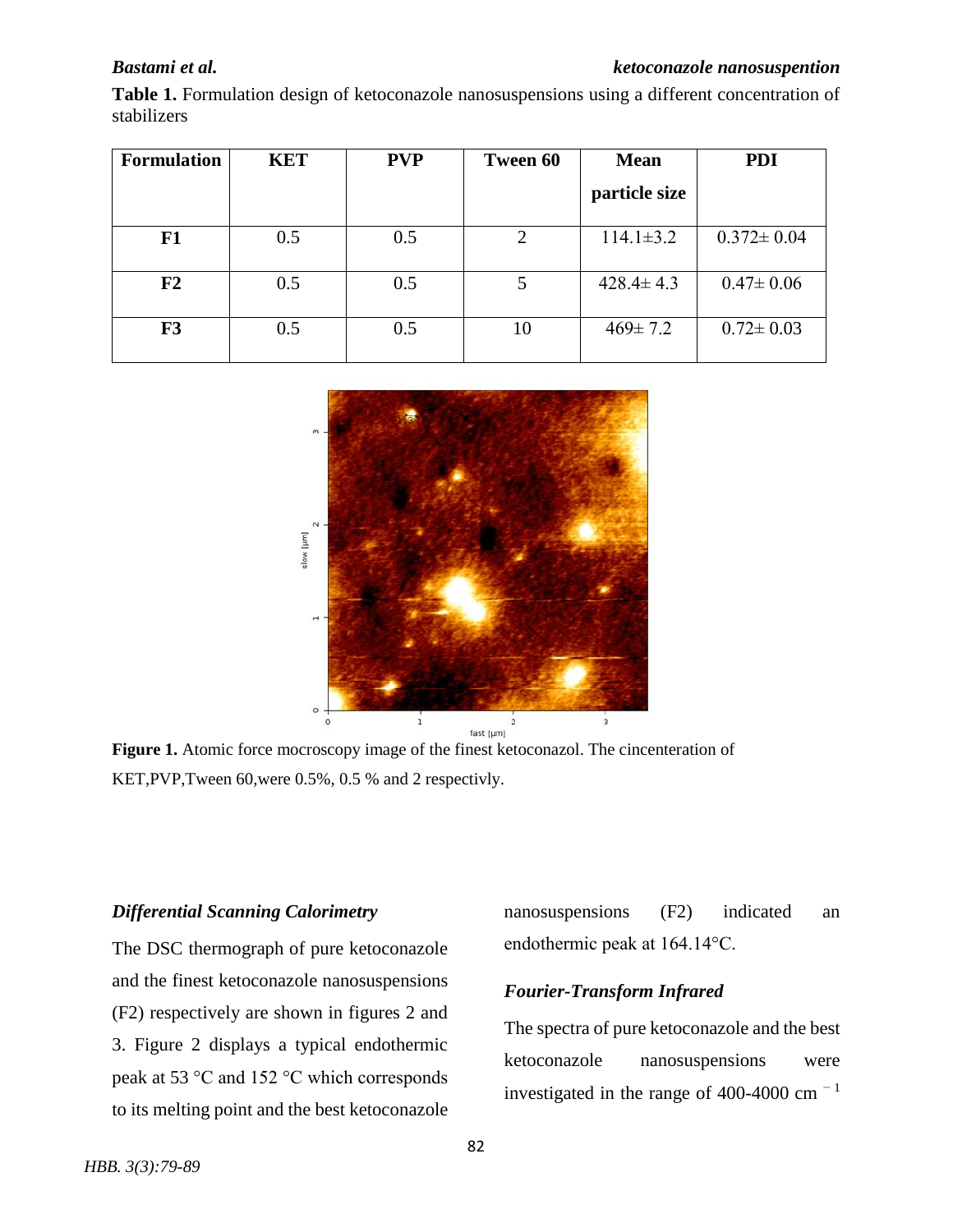**Table 1.** Formulation design of ketoconazole nanosuspensions using a different concentration of stabilizers

| Formulation | KET | PVP | Tween 60 | Mean particle size | PDI |
|---|---|---|---|---|---|
| **F1** | 0.5 | 0.5 | 2 | 114.1±3.2 | 0.372± 0.04 |
| **F2** | 0.5 | 0.5 | 5 | 428.4± 4.3 | 0.47± 0.06 |
| **F3** | 0.5 | 0.5 | 10 | 469± 7.2 | 0.72± 0.03 |

**Figure 1.** Atomic force mocroscopy image of the finest ketoconazol. The cincenteration of KET,PVP,Tween 60,were 0.5%, 0.5 % and 2 respectivly.

### *Differential Scanning Calorimetry*

The DSC thermograph of pure ketoconazole and the finest ketoconazole nanosuspensions (F2) respectively are shown in figures 2 and 3. Figure 2 displays a typical endothermic peak at 53 °C and 152 °C which corresponds to its melting point and the best ketoconazole nanosuspensions (F2) indicated an endothermic peak at 164.14°C.

### *Fourier-Transform Infrared*

The spectra of pure ketoconazole and the best ketoconazole nanosuspensions were investigated in the range of 400-4000 cm $^{-1}$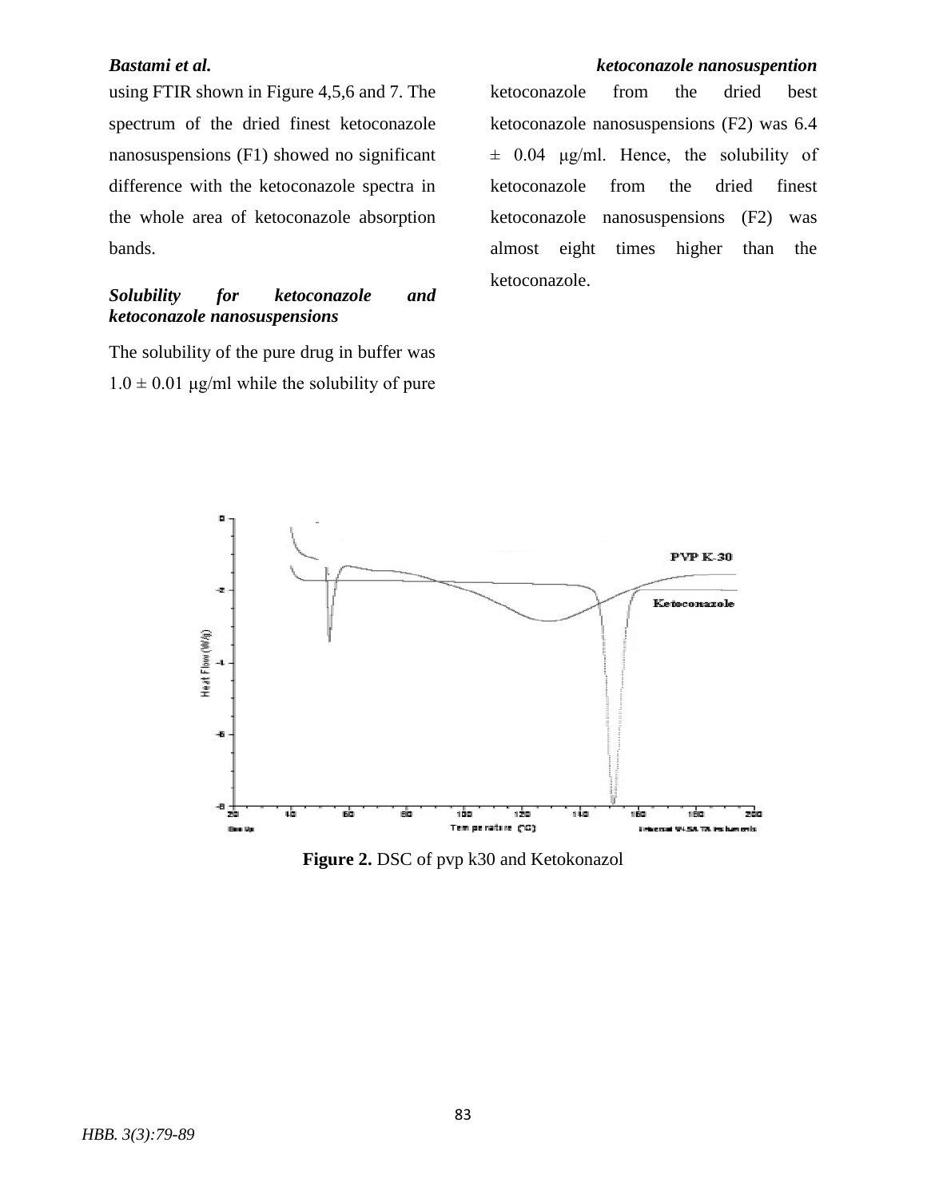using FTIR shown in Figure 4,5,6 and 7. The spectrum of the dried finest ketoconazole nanosuspensions (F1) showed no significant difference with the ketoconazole spectra in the whole area of ketoconazole absorption bands.

### *Solubility for ketoconazole and ketoconazole nanosuspensions*

The solubility of the pure drug in buffer was 1.0 ± 0.01 µg/ml while the solubility of pure ketoconazole from the dried best ketoconazole nanosuspensions (F2) was 6.4 ± 0.04 µg/ml. Hence, the solubility of ketoconazole from the dried finest ketoconazole nanosuspensions (F2) was almost eight times higher than the ketoconazole.

**Figure 2.** DSC of pvp k30 and Ketokonazol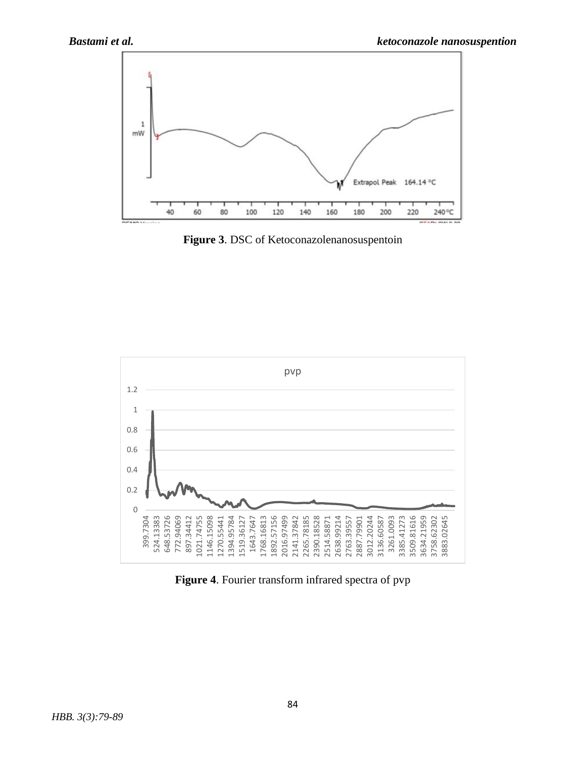**Figure 3**. DSC of Ketoconazolenanosuspentoin

**Figure 4**. Fourier transform infrared spectra of pvp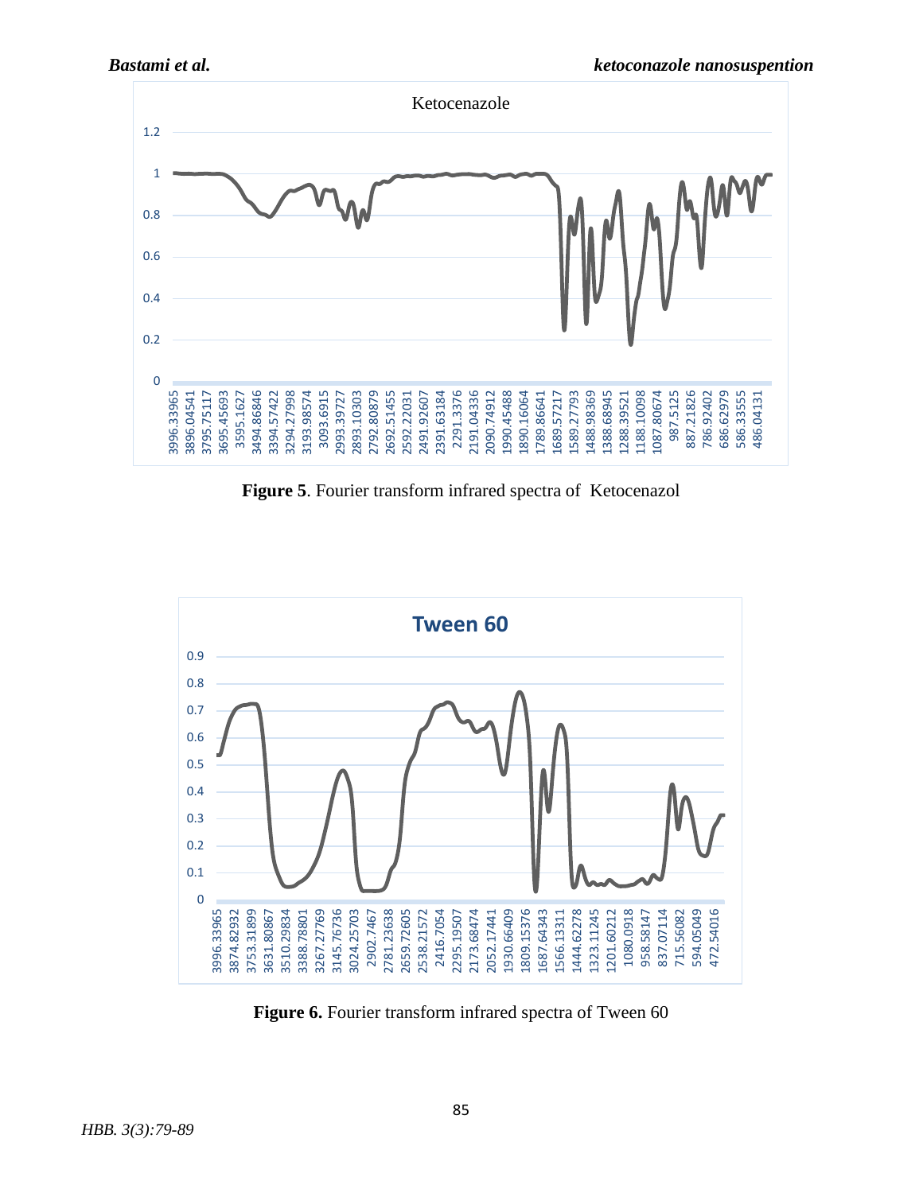**Figure 5**. Fourier transform infrared spectra of Ketocenazol

**Figure 6.** Fourier transform infrared spectra of Tween 60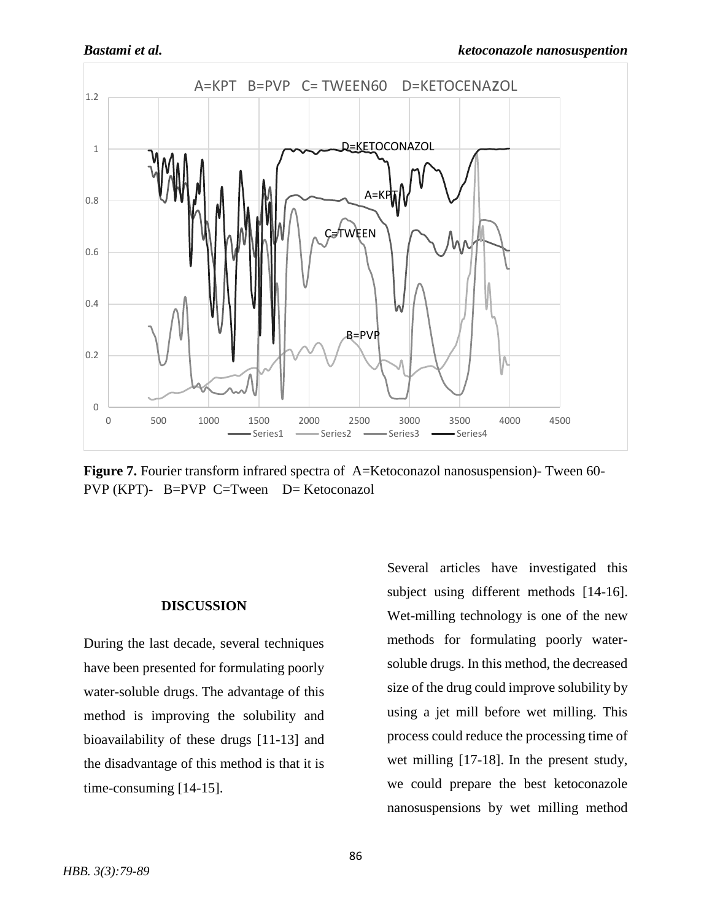**Figure 7.** Fourier transform infrared spectra of A=Ketoconazol nanosuspension)- Tween 60-PVP (KPT)- B=PVP C=Tween D= Ketoconazol

## DISCUSSION

During the last decade, several techniques have been presented for formulating poorly water-soluble drugs. The advantage of this method is improving the solubility and bioavailability of these drugs [11-13] and the disadvantage of this method is that it is time-consuming [14-15].

Several articles have investigated this subject using different methods [14-16]. Wet-milling technology is one of the new methods for formulating poorly water-soluble drugs. In this method, the decreased size of the drug could improve solubility by using a jet mill before wet milling. This process could reduce the processing time of wet milling [17-18]. In the present study, we could prepare the best ketoconazole nanosuspensions by wet milling method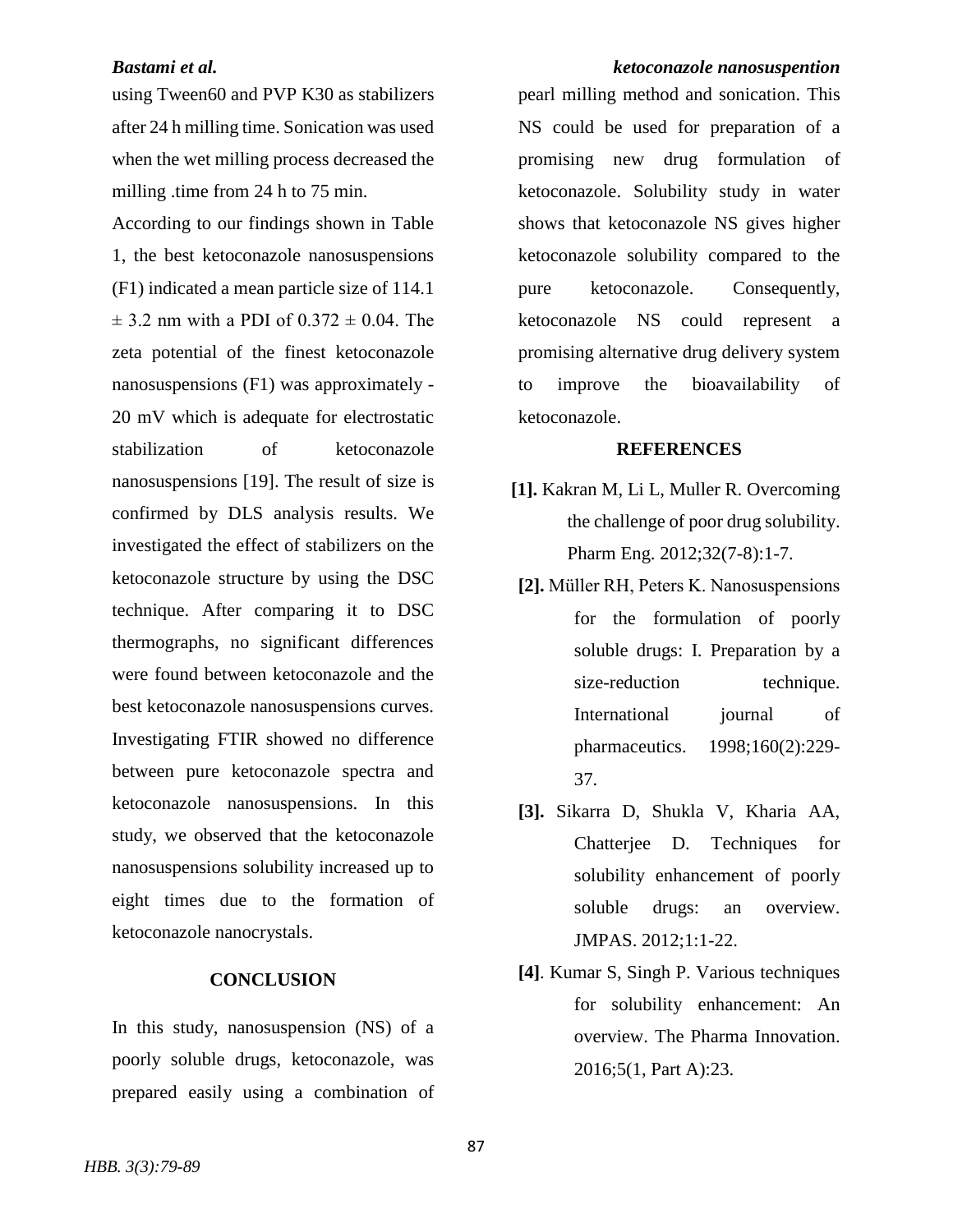using Tween60 and PVP K30 as stabilizers after 24 h milling time. Sonication was used when the wet milling process decreased the milling .time from 24 h to 75 min.

According to our findings shown in Table 1, the best ketoconazole nanosuspensions (F1) indicated a mean particle size of 114.1 $\pm$ 3.2 nm with a PDI of 0.372 $\pm$ 0.04. The zeta potential of the finest ketoconazole nanosuspensions (F1) was approximately -20 mV which is adequate for electrostatic stabilization of ketoconazole nanosuspensions [19]. The result of size is confirmed by DLS analysis results. We investigated the effect of stabilizers on the ketoconazole structure by using the DSC technique. After comparing it to DSC thermographs, no significant differences were found between ketoconazole and the best ketoconazole nanosuspensions curves. Investigating FTIR showed no difference between pure ketoconazole spectra and ketoconazole nanosuspensions. In this study, we observed that the ketoconazole nanosuspensions solubility increased up to eight times due to the formation of ketoconazole nanocrystals.

## CONCLUSION

In this study, nanosuspension (NS) of a poorly soluble drugs, ketoconazole, was prepared easily using a combination of pearl milling method and sonication. This NS could be used for preparation of a promising new drug formulation of ketoconazole. Solubility study in water shows that ketoconazole NS gives higher ketoconazole solubility compared to the pure ketoconazole. Consequently, ketoconazole NS could represent a promising alternative drug delivery system to improve the bioavailability of ketoconazole.

## REFERENCES

**[1].** Kakran M, Li L, Muller R. Overcoming the challenge of poor drug solubility. Pharm Eng. 2012;32(7-8):1-7.

**[2].** Müller RH, Peters K. Nanosuspensions for the formulation of poorly soluble drugs: I. Preparation by a size-reduction technique. International journal of pharmaceutics. 1998;160(2):229-37.

**[3].** Sikarra D, Shukla V, Kharia AA, Chatterjee D. Techniques for solubility enhancement of poorly soluble drugs: an overview. JMPAS. 2012;1:1-22.

**[4]**. Kumar S, Singh P. Various techniques for solubility enhancement: An overview. The Pharma Innovation. 2016;5(1, Part A):23.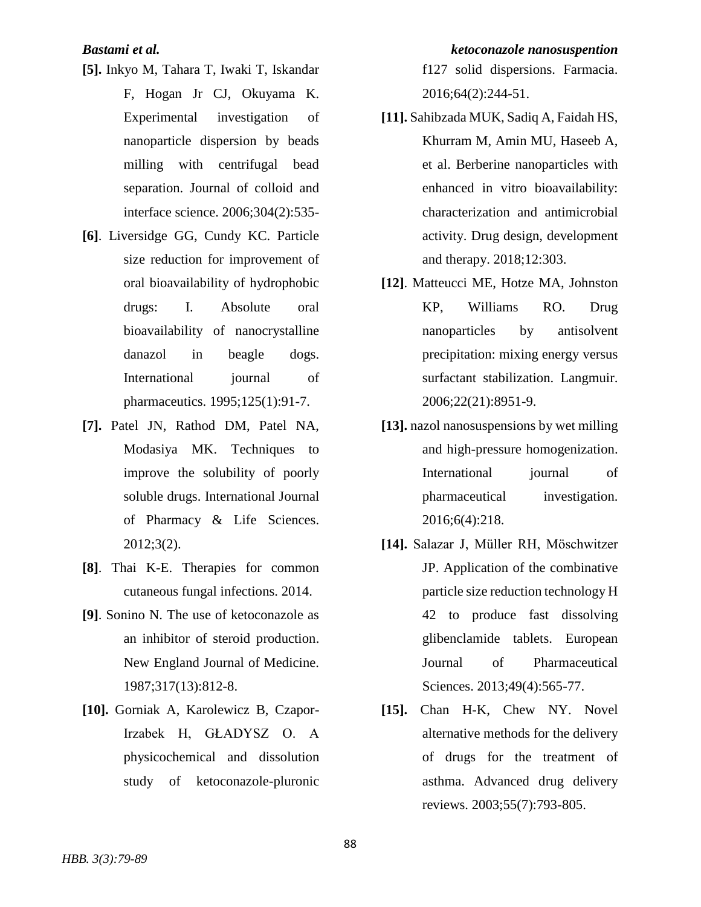**[5].** Inkyo M, Tahara T, Iwaki T, Iskandar F, Hogan Jr CJ, Okuyama K. Experimental investigation of nanoparticle dispersion by beads milling with centrifugal bead separation. Journal of colloid and interface science. 2006;304(2):535-

**[6]**. Liversidge GG, Cundy KC. Particle size reduction for improvement of oral bioavailability of hydrophobic drugs: I. Absolute oral bioavailability of nanocrystalline danazol in beagle dogs. International journal of pharmaceutics. 1995;125(1):91-7.

**[7].** Patel JN, Rathod DM, Patel NA, Modasiya MK. Techniques to improve the solubility of poorly soluble drugs. International Journal of Pharmacy & Life Sciences. 2012;3(2).

**[8]**. Thai K-E. Therapies for common cutaneous fungal infections. 2014.

**[9]**. Sonino N. The use of ketoconazole as an inhibitor of steroid production. New England Journal of Medicine. 1987;317(13):812-8.

**[10].** Gorniak A, Karolewicz B, Czapor-Irzabek H, GŁADYSZ O. A physicochemical and dissolution study of ketoconazole-pluronic f127 solid dispersions. Farmacia. 2016;64(2):244-51.

**[11].** Sahibzada MUK, Sadiq A, Faidah HS, Khurram M, Amin MU, Haseeb A, et al. Berberine nanoparticles with enhanced in vitro bioavailability: characterization and antimicrobial activity. Drug design, development and therapy. 2018;12:303.

**[12]**. Matteucci ME, Hotze MA, Johnston KP, Williams RO. Drug nanoparticles by antisolvent precipitation: mixing energy versus surfactant stabilization. Langmuir. 2006;22(21):8951-9.

**[13].** nazol nanosuspensions by wet milling and high-pressure homogenization. International journal of pharmaceutical investigation. 2016;6(4):218.

**[14].** Salazar J, Müller RH, Möschwitzer JP. Application of the combinative particle size reduction technology H 42 to produce fast dissolving glibenclamide tablets. European Journal of Pharmaceutical Sciences. 2013;49(4):565-77.

**[15].** Chan H-K, Chew NY. Novel alternative methods for the delivery of drugs for the treatment of asthma. Advanced drug delivery reviews. 2003;55(7):793-805.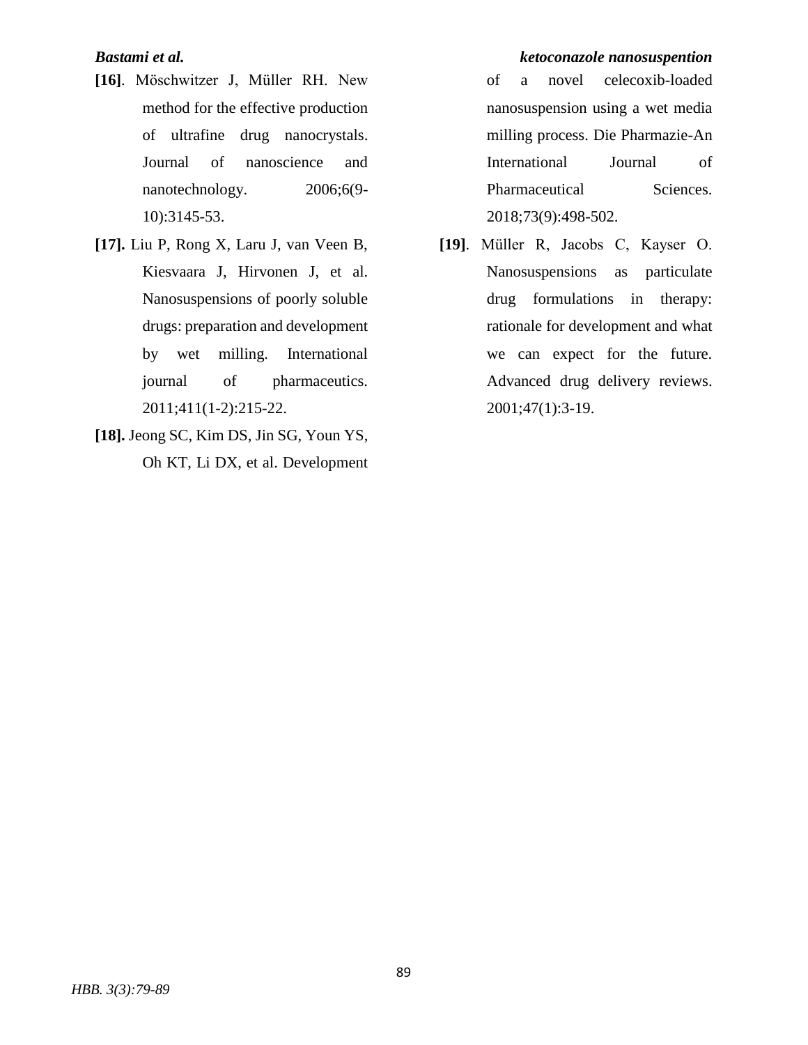**[16]**. Möschwitzer J, Müller RH. New method for the effective production of ultrafine drug nanocrystals. Journal of nanoscience and nanotechnology. 2006;6(9-10):3145-53.

**[17].** Liu P, Rong X, Laru J, van Veen B, Kiesvaara J, Hirvonen J, et al. Nanosuspensions of poorly soluble drugs: preparation and development by wet milling. International journal of pharmaceutics. 2011;411(1-2):215-22.

**[18].** Jeong SC, Kim DS, Jin SG, Youn YS, Oh KT, Li DX, et al. Development of a novel celecoxib-loaded nanosuspension using a wet media milling process. Die Pharmazie-An International Journal of Pharmaceutical Sciences. 2018;73(9):498-502.

**[19]**. Müller R, Jacobs C, Kayser O. Nanosuspensions as particulate drug formulations in therapy: rationale for development and what we can expect for the future. Advanced drug delivery reviews. 2001;47(1):3-19.